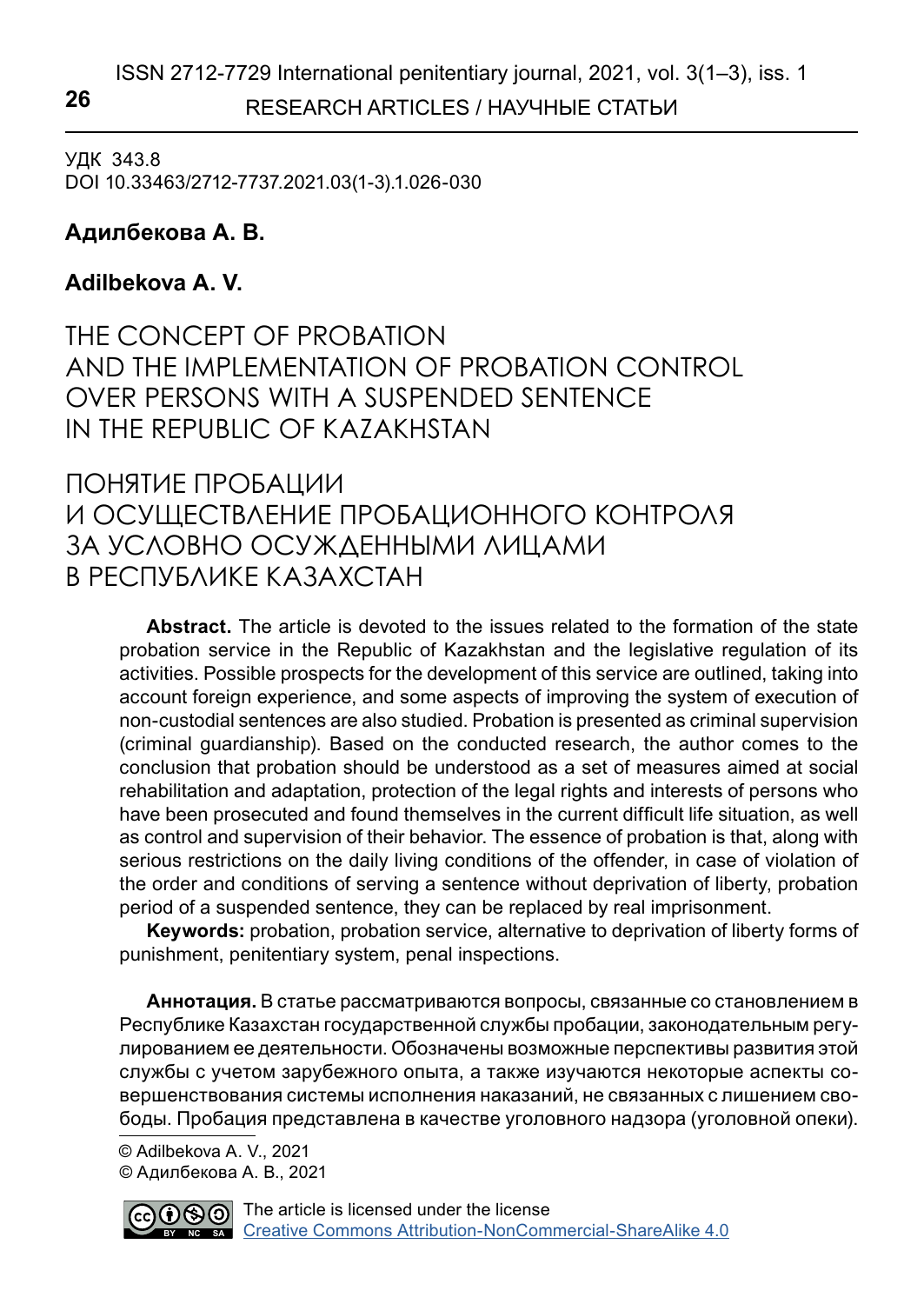УДК 343.8
DOI 10.33463/2712-7737.2021.03(1-3).1.026-030

**Адилбекова А. В.**

**Adilbekova A. V.**

# THE CONCEPT OF PROBATION AND THE IMPLEMENTATION OF PROBATION CONTROL OVER PERSONS WITH A SUSPENDED SENTENCE IN THE REPUBLIC OF KAZAKHSTAN

# ПОНЯТИЕ ПРОБАЦИИ И ОСУЩЕСТВЛЕНИЕ ПРОБАЦИОННОГО КОНТРОЛЯ ЗА УСЛОВНО ОСУЖДЕННЫМИ ЛИЦАМИ В РЕСПУБЛИКЕ КАЗАХСТАН

**Abstract.** The article is devoted to the issues related to the formation of the state probation service in the Republic of Kazakhstan and the legislative regulation of its activities. Possible prospects for the development of this service are outlined, taking into account foreign experience, and some aspects of improving the system of execution of non-custodial sentences are also studied. Probation is presented as criminal supervision (criminal guardianship). Based on the conducted research, the author comes to the conclusion that probation should be understood as a set of measures aimed at social rehabilitation and adaptation, protection of the legal rights and interests of persons who have been prosecuted and found themselves in the current difficult life situation, as well as control and supervision of their behavior. The essence of probation is that, along with serious restrictions on the daily living conditions of the offender, in case of violation of the order and conditions of serving a sentence without deprivation of liberty, probation period of a suspended sentence, they can be replaced by real imprisonment.

**Keywords:** probation, probation service, alternative to deprivation of liberty forms of punishment, penitentiary system, penal inspections.

**Аннотация.** В статье рассматриваются вопросы, связанные со становлением в Республике Казахстан государственной службы пробации, законодательным регулированием ее деятельности. Обозначены возможные перспективы развития этой службы с учетом зарубежного опыта, а также изучаются некоторые аспекты совершенствования системы исполнения наказаний, не связанных с лишением свободы. Пробация представлена в качестве уголовного надзора (уголовной опеки).

© Adilbekova A. V., 2021
© Адилбекова А. В., 2021

The article is licensed under the license Creative Commons Attribution-NonCommercial-ShareAlike 4.0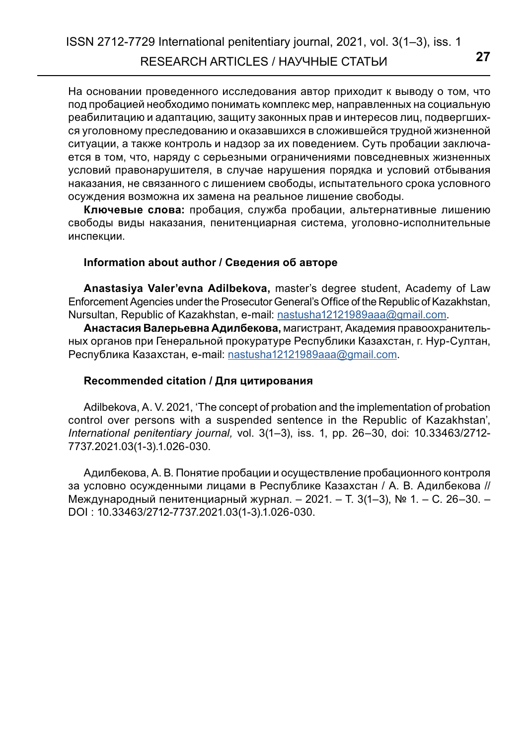На основании проведенного исследования автор приходит к выводу о том, что под пробацией необходимо понимать комплекс мер, направленных на социальную реабилитацию и адаптацию, защиту законных прав и интересов лиц, подвергшихся уголовному преследованию и оказавшихся в сложившейся трудной жизненной ситуации, а также контроль и надзор за их поведением. Суть пробации заключается в том, что, наряду с серьезными ограничениями повседневных жизненных условий правонарушителя, в случае нарушения порядка и условий отбывания наказания, не связанного с лишением свободы, испытательного срока условного осуждения возможна их замена на реальное лишение свободы.

**Ключевые слова:** пробация, служба пробации, альтернативные лишению свободы виды наказания, пенитенциарная система, уголовно-исполнительные инспекции.

### Information about author / Сведения об авторе

**Anastasiya Valer'evna Adilbekova,** master's degree student, Academy of Law Enforcement Agencies under the Prosecutor General's Office of the Republic of Kazakhstan, Nursultan, Republic of Kazakhstan, e-mail: nastusha12121989aaa@gmail.com.

**Анастасия Валерьевна Адилбекова,** магистрант, Академия правоохранительных органов при Генеральной прокуратуре Республики Казахстан, г. Нур-Султан, Республика Казахстан, e-mail: nastusha12121989aaa@gmail.com.

### Recommended citation / Для цитирования

Adilbekova, A. V. 2021, 'The concept of probation and the implementation of probation control over persons with a suspended sentence in the Republic of Kazakhstan', *International penitentiary journal,* vol. 3(1–3), iss. 1, pp. 26–30, doi: 10.33463/2712-7737.2021.03(1-3).1.026-030.

Адилбекова, А. В. Понятие пробации и осуществление пробационного контроля за условно осужденными лицами в Республике Казахстан / А. В. Адилбекова // Международный пенитенциарный журнал. – 2021. – Т. 3(1–3), № 1. – С. 26–30. – DOI : 10.33463/2712-7737.2021.03(1-3).1.026-030.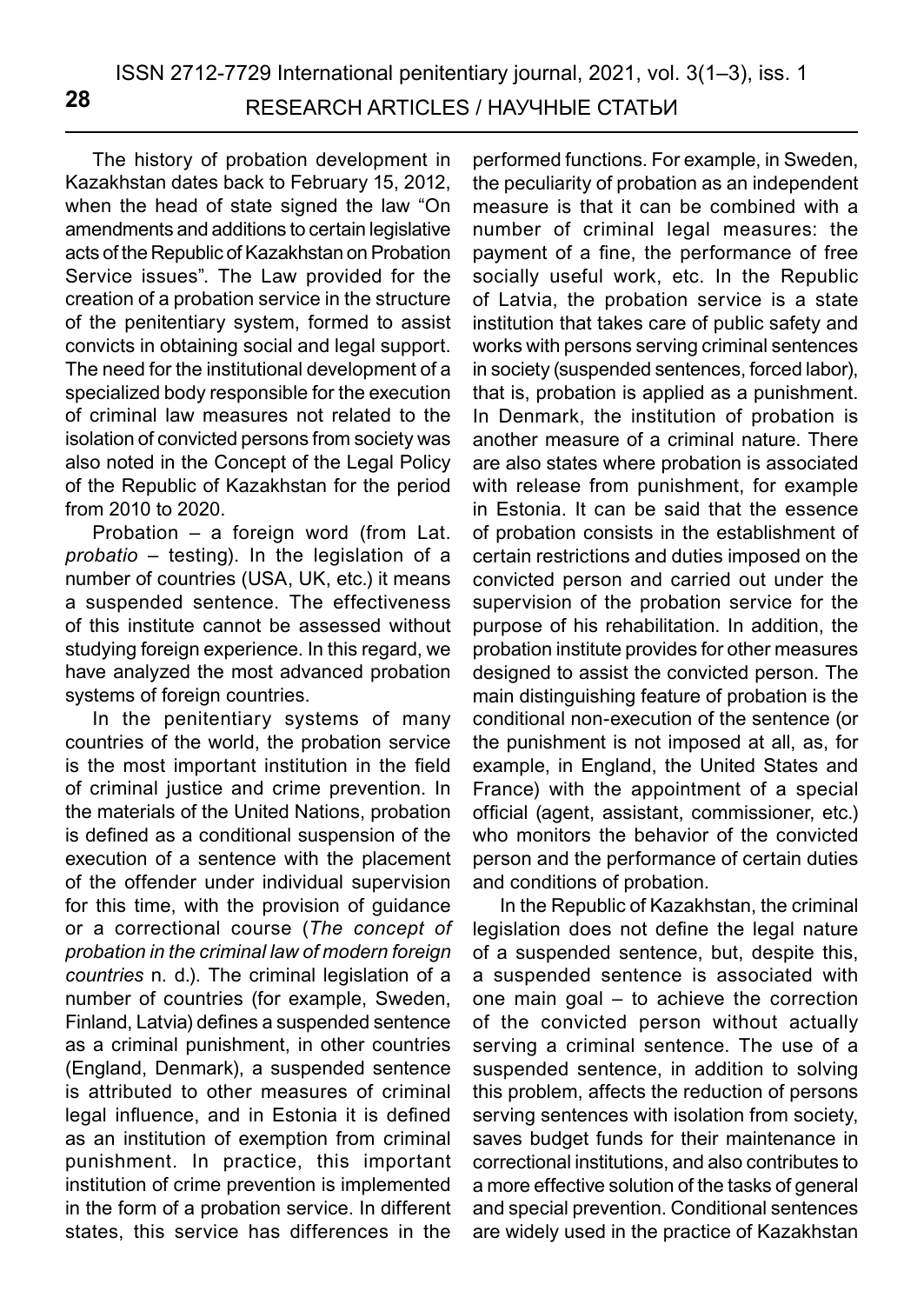The history of probation development in Kazakhstan dates back to February 15, 2012, when the head of state signed the law "On amendments and additions to certain legislative acts of the Republic of Kazakhstan on Probation Service issues". The Law provided for the creation of a probation service in the structure of the penitentiary system, formed to assist convicts in obtaining social and legal support. The need for the institutional development of a specialized body responsible for the execution of criminal law measures not related to the isolation of convicted persons from society was also noted in the Concept of the Legal Policy of the Republic of Kazakhstan for the period from 2010 to 2020.

Probation – a foreign word (from Lat. *probatio* – testing). In the legislation of a number of countries (USA, UK, etc.) it means a suspended sentence. The effectiveness of this institute cannot be assessed without studying foreign experience. In this regard, we have analyzed the most advanced probation systems of foreign countries.

In the penitentiary systems of many countries of the world, the probation service is the most important institution in the field of criminal justice and crime prevention. In the materials of the United Nations, probation is defined as a conditional suspension of the execution of a sentence with the placement of the offender under individual supervision for this time, with the provision of guidance or a correctional course (*The concept of probation in the criminal law of modern foreign countries* n. d.). The criminal legislation of a number of countries (for example, Sweden, Finland, Latvia) defines a suspended sentence as a criminal punishment, in other countries (England, Denmark), a suspended sentence is attributed to other measures of criminal legal influence, and in Estonia it is defined as an institution of exemption from criminal punishment. In practice, this important institution of crime prevention is implemented in the form of a probation service. In different states, this service has differences in the performed functions. For example, in Sweden, the peculiarity of probation as an independent measure is that it can be combined with a number of criminal legal measures: the payment of a fine, the performance of free socially useful work, etc. In the Republic of Latvia, the probation service is a state institution that takes care of public safety and works with persons serving criminal sentences in society (suspended sentences, forced labor), that is, probation is applied as a punishment. In Denmark, the institution of probation is another measure of a criminal nature. There are also states where probation is associated with release from punishment, for example in Estonia. It can be said that the essence of probation consists in the establishment of certain restrictions and duties imposed on the convicted person and carried out under the supervision of the probation service for the purpose of his rehabilitation. In addition, the probation institute provides for other measures designed to assist the convicted person. The main distinguishing feature of probation is the conditional non-execution of the sentence (or the punishment is not imposed at all, as, for example, in England, the United States and France) with the appointment of a special official (agent, assistant, commissioner, etc.) who monitors the behavior of the convicted person and the performance of certain duties and conditions of probation.

In the Republic of Kazakhstan, the criminal legislation does not define the legal nature of a suspended sentence, but, despite this, a suspended sentence is associated with one main goal – to achieve the correction of the convicted person without actually serving a criminal sentence. The use of a suspended sentence, in addition to solving this problem, affects the reduction of persons serving sentences with isolation from society, saves budget funds for their maintenance in correctional institutions, and also contributes to a more effective solution of the tasks of general and special prevention. Conditional sentences are widely used in the practice of Kazakhstan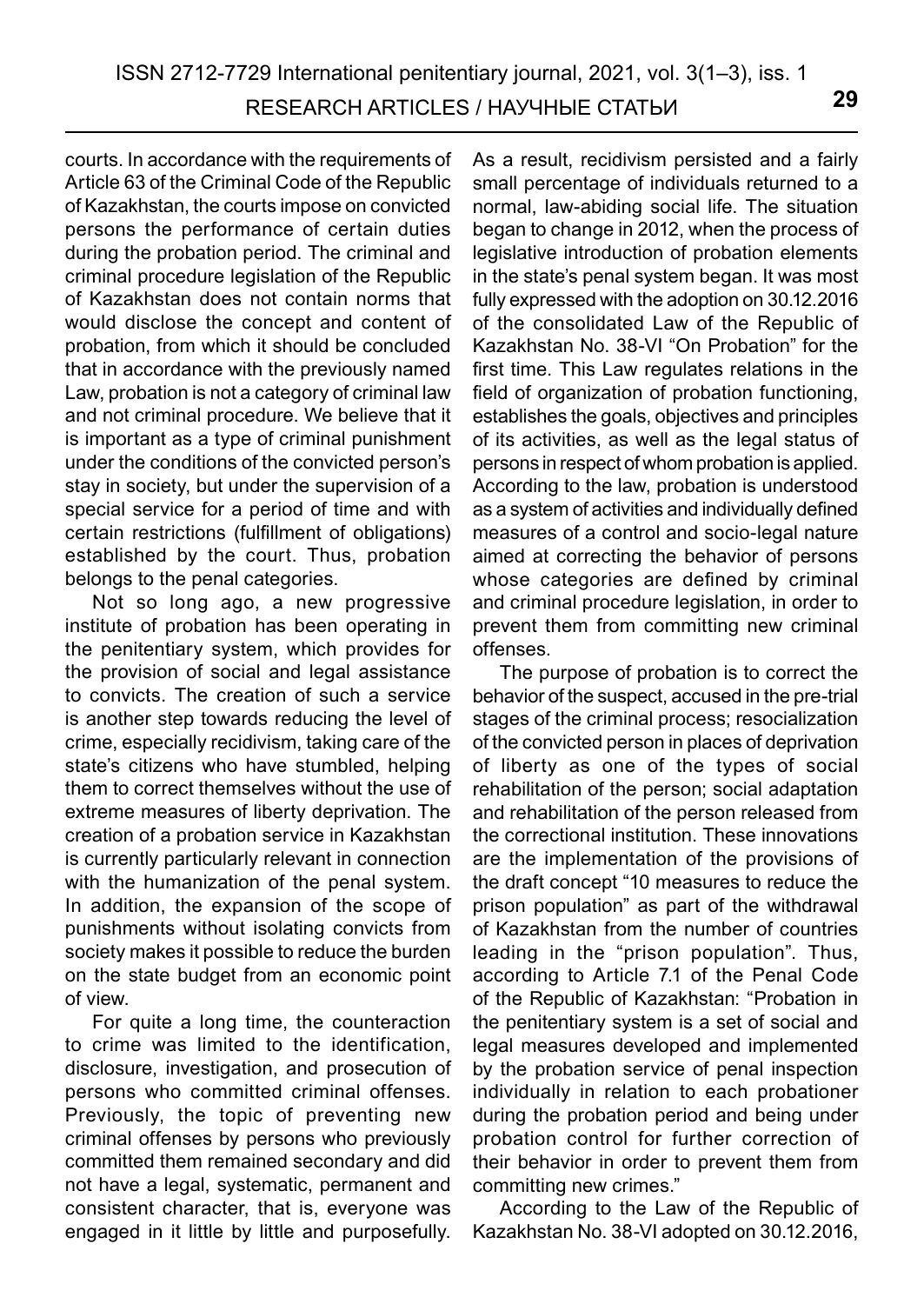courts. In accordance with the requirements of Article 63 of the Criminal Code of the Republic of Kazakhstan, the courts impose on convicted persons the performance of certain duties during the probation period. The criminal and criminal procedure legislation of the Republic of Kazakhstan does not contain norms that would disclose the concept and content of probation, from which it should be concluded that in accordance with the previously named Law, probation is not a category of criminal law and not criminal procedure. We believe that it is important as a type of criminal punishment under the conditions of the convicted person's stay in society, but under the supervision of a special service for a period of time and with certain restrictions (fulfillment of obligations) established by the court. Thus, probation belongs to the penal categories.

Not so long ago, a new progressive institute of probation has been operating in the penitentiary system, which provides for the provision of social and legal assistance to convicts. The creation of such a service is another step towards reducing the level of crime, especially recidivism, taking care of the state's citizens who have stumbled, helping them to correct themselves without the use of extreme measures of liberty deprivation. The creation of a probation service in Kazakhstan is currently particularly relevant in connection with the humanization of the penal system. In addition, the expansion of the scope of punishments without isolating convicts from society makes it possible to reduce the burden on the state budget from an economic point of view.

For quite a long time, the counteraction to crime was limited to the identification, disclosure, investigation, and prosecution of persons who committed criminal offenses. Previously, the topic of preventing new criminal offenses by persons who previously committed them remained secondary and did not have a legal, systematic, permanent and consistent character, that is, everyone was engaged in it little by little and purposefully. As a result, recidivism persisted and a fairly small percentage of individuals returned to a normal, law-abiding social life. The situation began to change in 2012, when the process of legislative introduction of probation elements in the state's penal system began. It was most fully expressed with the adoption on 30.12.2016 of the consolidated Law of the Republic of Kazakhstan No. 38-VI "On Probation" for the first time. This Law regulates relations in the field of organization of probation functioning, establishes the goals, objectives and principles of its activities, as well as the legal status of persons in respect of whom probation is applied. According to the law, probation is understood as a system of activities and individually defined measures of a control and socio-legal nature aimed at correcting the behavior of persons whose categories are defined by criminal and criminal procedure legislation, in order to prevent them from committing new criminal offenses.

The purpose of probation is to correct the behavior of the suspect, accused in the pre-trial stages of the criminal process; resocialization of the convicted person in places of deprivation of liberty as one of the types of social rehabilitation of the person; social adaptation and rehabilitation of the person released from the correctional institution. These innovations are the implementation of the provisions of the draft concept "10 measures to reduce the prison population" as part of the withdrawal of Kazakhstan from the number of countries leading in the "prison population". Thus, according to Article 7.1 of the Penal Code of the Republic of Kazakhstan: "Probation in the penitentiary system is a set of social and legal measures developed and implemented by the probation service of penal inspection individually in relation to each probationer during the probation period and being under probation control for further correction of their behavior in order to prevent them from committing new crimes."

According to the Law of the Republic of Kazakhstan No. 38-VI adopted on 30.12.2016,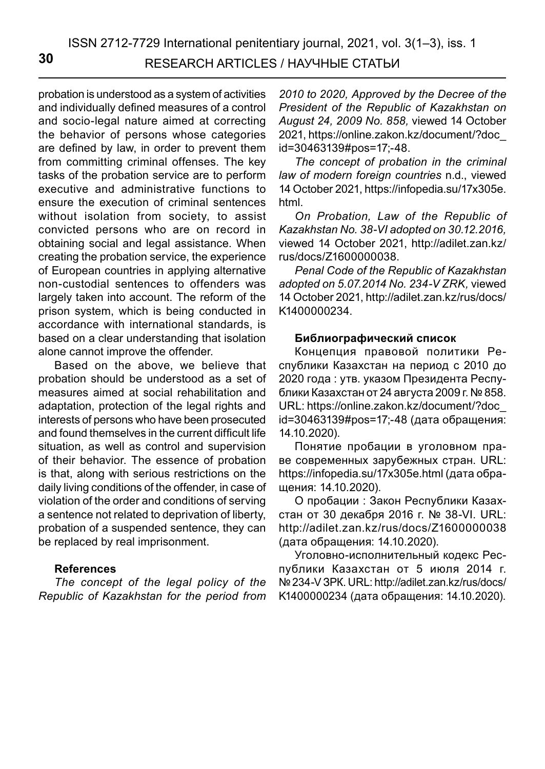probation is understood as a system of activities and individually defined measures of a control and socio-legal nature aimed at correcting the behavior of persons whose categories are defined by law, in order to prevent them from committing criminal offenses. The key tasks of the probation service are to perform executive and administrative functions to ensure the execution of criminal sentences without isolation from society, to assist convicted persons who are on record in obtaining social and legal assistance. When creating the probation service, the experience of European countries in applying alternative non-custodial sentences to offenders was largely taken into account. The reform of the prison system, which is being conducted in accordance with international standards, is based on a clear understanding that isolation alone cannot improve the offender.

Based on the above, we believe that probation should be understood as a set of measures aimed at social rehabilitation and adaptation, protection of the legal rights and interests of persons who have been prosecuted and found themselves in the current difficult life situation, as well as control and supervision of their behavior. The essence of probation is that, along with serious restrictions on the daily living conditions of the offender, in case of violation of the order and conditions of serving a sentence not related to deprivation of liberty, probation of a suspended sentence, they can be replaced by real imprisonment.

#### References

*The concept of the legal policy of the Republic of Kazakhstan for the period from 2010 to 2020, Approved by the Decree of the President of the Republic of Kazakhstan on August 24, 2009 No. 858,* viewed 14 October 2021, https://online.zakon.kz/document/?doc_id=30463139#pos=17;-48.

*The concept of probation in the criminal law of modern foreign countries* n.d., viewed 14 October 2021, https://infopedia.su/17x305e.html.

*On Probation, Law of the Republic of Kazakhstan No. 38-VI adopted on 30.12.2016,* viewed 14 October 2021, http://adilet.zan.kz/rus/docs/Z1600000038.

*Penal Code of the Republic of Kazakhstan adopted on 5.07.2014 No. 234-V ZRK,* viewed 14 October 2021, http://adilet.zan.kz/rus/docs/K1400000234.

#### Библиографический список

Концепция правовой политики Республики Казахстан на период с 2010 до 2020 года : утв. указом Президента Республики Казахстан от 24 августа 2009 г. № 858. URL: https://online.zakon.kz/document/?doc_id=30463139#pos=17;-48 (дата обращения: 14.10.2020).

Понятие пробации в уголовном праве современных зарубежных стран. URL: https://infopedia.su/17x305e.html (дата обращения: 14.10.2020).

О пробации : Закон Республики Казахстан от 30 декабря 2016 г. № 38-VI. URL: http://adilet.zan.kz/rus/docs/Z1600000038 (дата обращения: 14.10.2020).

Уголовно-исполнительный кодекс Республики Казахстан от 5 июля 2014 г. № 234-V ЗРК. URL: http://adilet.zan.kz/rus/docs/K1400000234 (дата обращения: 14.10.2020).